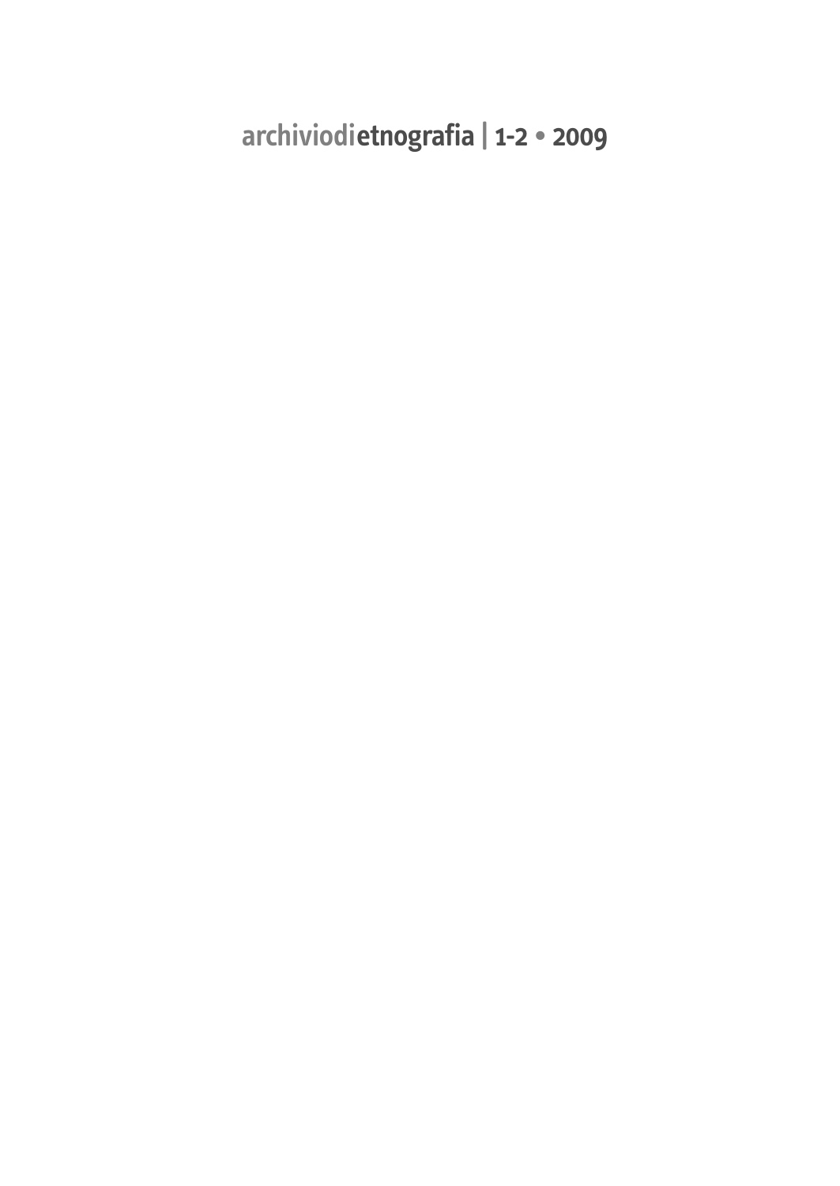archiviodietnografia | 1-2 • 2009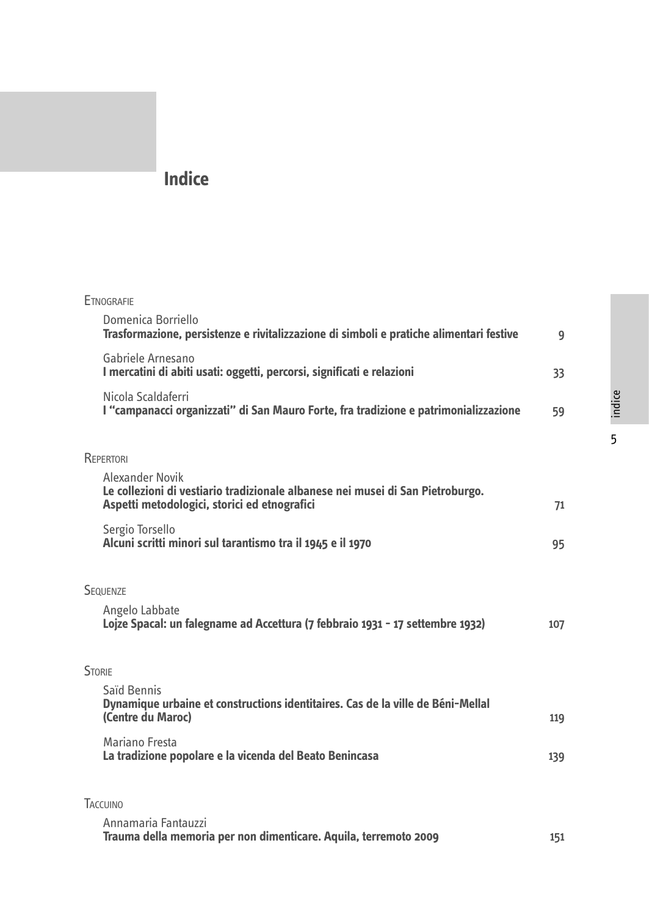# Indice

**Etnografie**

Domenica Borriello
**Trasformazione, persistenze e rivitalizzazione di simboli e pratiche alimentari festive** 9

Gabriele Arnesano
**I mercatini di abiti usati: oggetti, percorsi, significati e relazioni** 33

Nicola Scaldaferri
**I "campanacci organizzati" di San Mauro Forte, fra tradizione e patrimonializzazione** 59

**Repertori**

Alexander Novik
**Le collezioni di vestiario tradizionale albanese nei musei di San Pietroburgo. Aspetti metodologici, storici ed etnografici** 71

Sergio Torsello
**Alcuni scritti minori sul tarantismo tra il 1945 e il 1970** 95

**Sequenze**

Angelo Labbate
**Lojze Spacal: un falegname ad Accettura (7 febbraio 1931 - 17 settembre 1932)** 107

**Storie**

Saïd Bennis
**Dynamique urbaine et constructions identitaires. Cas de la ville de Béni-Mellal (Centre du Maroc)** 119

Mariano Fresta
**La tradizione popolare e la vicenda del Beato Benincasa** 139

**Taccuino**

Annamaria Fantauzzi
**Trauma della memoria per non dimenticare. Aquila, terremoto 2009** 151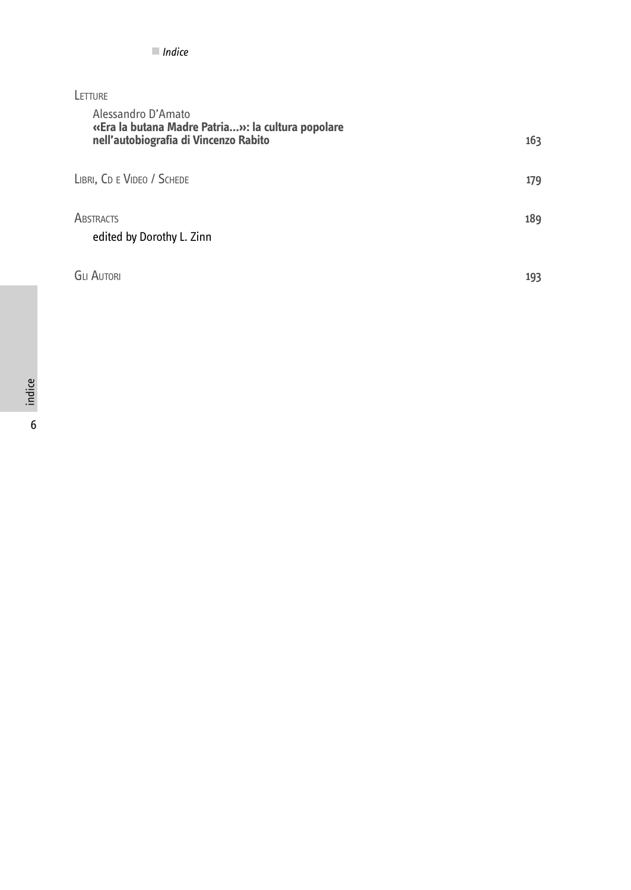LETTURE

Alessandro D'Amato
**«Era la butana Madre Patria...»: la cultura popolare nell'autobiografia di Vincenzo Rabito** 163

LIBRI, CD E VIDEO / SCHEDE 179

ABSTRACTS 189
edited by Dorothy L. Zinn

GLI AUTORI 193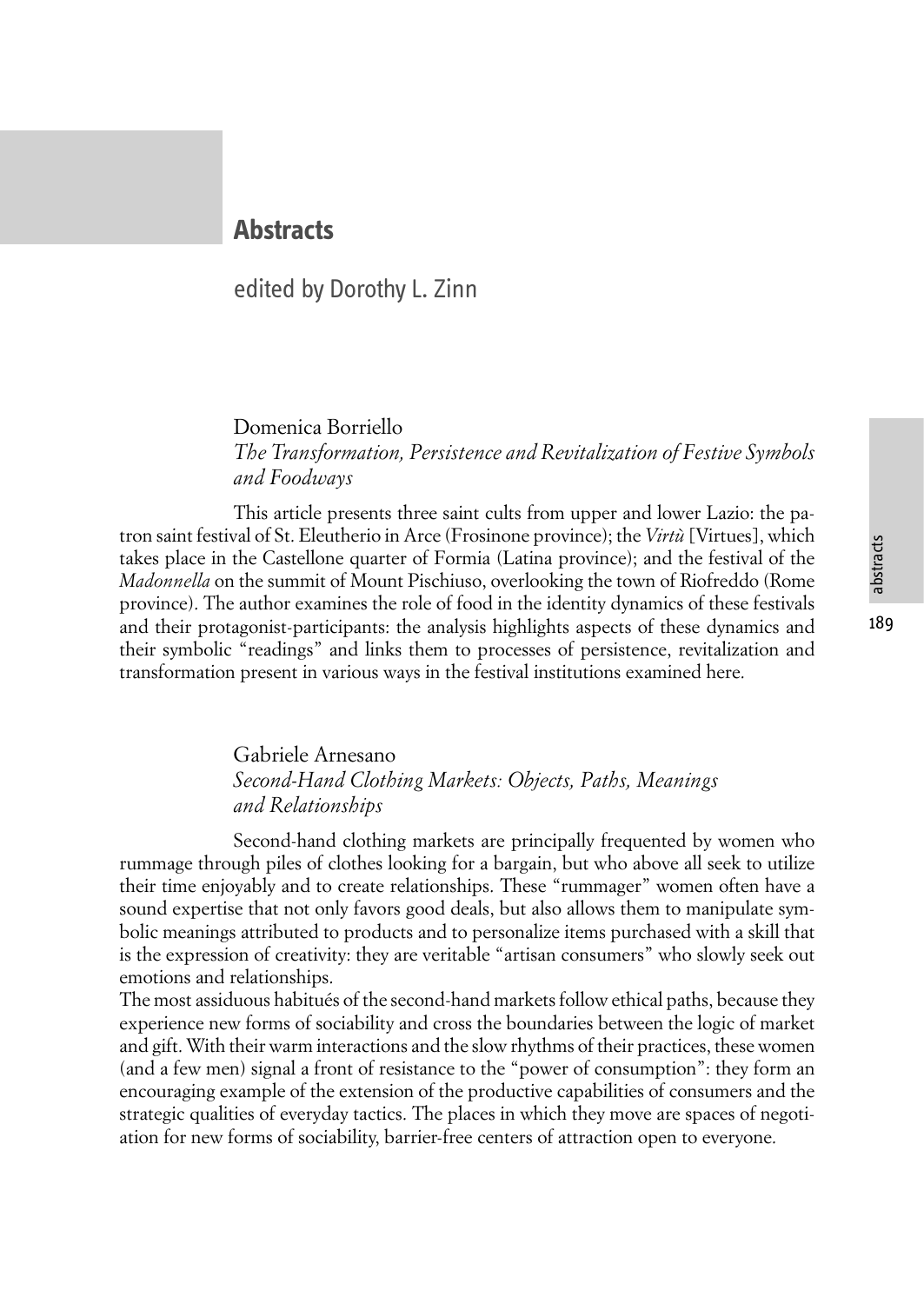# Abstracts

edited by Dorothy L. Zinn

Domenica Borriello

*The Transformation, Persistence and Revitalization of Festive Symbols and Foodways*

This article presents three saint cults from upper and lower Lazio: the patron saint festival of St. Eleutherio in Arce (Frosinone province); the *Virtù* [Virtues], which takes place in the Castellone quarter of Formia (Latina province); and the festival of the *Madonnella* on the summit of Mount Pischiuso, overlooking the town of Riofreddo (Rome province). The author examines the role of food in the identity dynamics of these festivals and their protagonist-participants: the analysis highlights aspects of these dynamics and their symbolic "readings" and links them to processes of persistence, revitalization and transformation present in various ways in the festival institutions examined here.

Gabriele Arnesano

*Second-Hand Clothing Markets: Objects, Paths, Meanings and Relationships*

Second-hand clothing markets are principally frequented by women who rummage through piles of clothes looking for a bargain, but who above all seek to utilize their time enjoyably and to create relationships. These "rummager" women often have a sound expertise that not only favors good deals, but also allows them to manipulate symbolic meanings attributed to products and to personalize items purchased with a skill that is the expression of creativity: they are veritable "artisan consumers" who slowly seek out emotions and relationships.

The most assiduous habitués of the second-hand markets follow ethical paths, because they experience new forms of sociability and cross the boundaries between the logic of market and gift. With their warm interactions and the slow rhythms of their practices, these women (and a few men) signal a front of resistance to the "power of consumption": they form an encouraging example of the extension of the productive capabilities of consumers and the strategic qualities of everyday tactics. The places in which they move are spaces of negotiation for new forms of sociability, barrier-free centers of attraction open to everyone.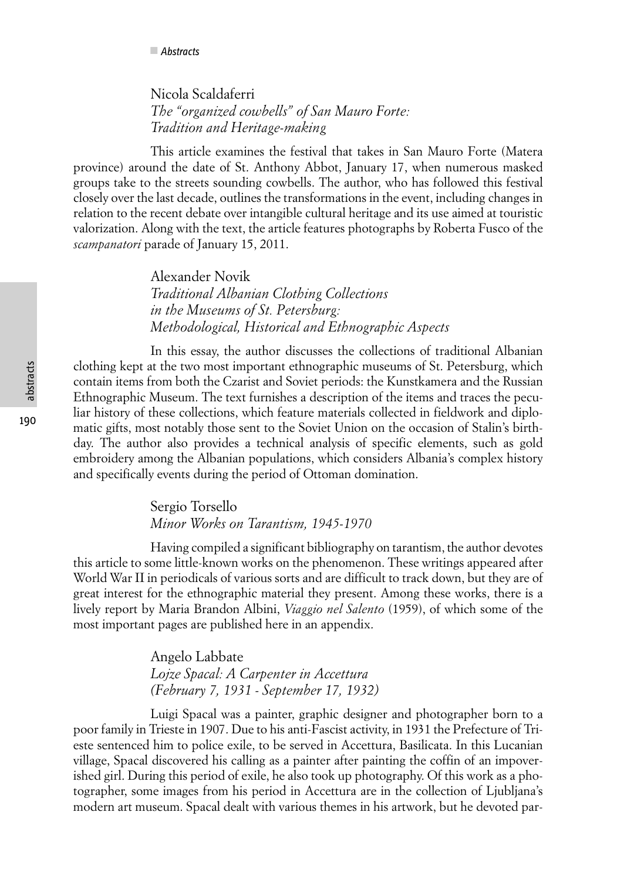Nicola Scaldaferri
*The "organized cowbells" of San Mauro Forte: Tradition and Heritage-making*

This article examines the festival that takes in San Mauro Forte (Matera province) around the date of St. Anthony Abbot, January 17, when numerous masked groups take to the streets sounding cowbells. The author, who has followed this festival closely over the last decade, outlines the transformations in the event, including changes in relation to the recent debate over intangible cultural heritage and its use aimed at touristic valorization. Along with the text, the article features photographs by Roberta Fusco of the *scampanatori* parade of January 15, 2011.

Alexander Novik
*Traditional Albanian Clothing Collections in the Museums of St. Petersburg: Methodological, Historical and Ethnographic Aspects*

In this essay, the author discusses the collections of traditional Albanian clothing kept at the two most important ethnographic museums of St. Petersburg, which contain items from both the Czarist and Soviet periods: the Kunstkamera and the Russian Ethnographic Museum. The text furnishes a description of the items and traces the peculiar history of these collections, which feature materials collected in fieldwork and diplomatic gifts, most notably those sent to the Soviet Union on the occasion of Stalin's birthday. The author also provides a technical analysis of specific elements, such as gold embroidery among the Albanian populations, which considers Albania's complex history and specifically events during the period of Ottoman domination.

Sergio Torsello
*Minor Works on Tarantism, 1945-1970*

Having compiled a significant bibliography on tarantism, the author devotes this article to some little-known works on the phenomenon. These writings appeared after World War II in periodicals of various sorts and are difficult to track down, but they are of great interest for the ethnographic material they present. Among these works, there is a lively report by Maria Brandon Albini, *Viaggio nel Salento* (1959), of which some of the most important pages are published here in an appendix.

Angelo Labbate
*Lojze Spacal: A Carpenter in Accettura (February 7, 1931 - September 17, 1932)*

Luigi Spacal was a painter, graphic designer and photographer born to a poor family in Trieste in 1907. Due to his anti-Fascist activity, in 1931 the Prefecture of Trieste sentenced him to police exile, to be served in Accettura, Basilicata. In this Lucanian village, Spacal discovered his calling as a painter after painting the coffin of an impoverished girl. During this period of exile, he also took up photography. Of this work as a photographer, some images from his period in Accettura are in the collection of Ljubljana's modern art museum. Spacal dealt with various themes in his artwork, but he devoted par-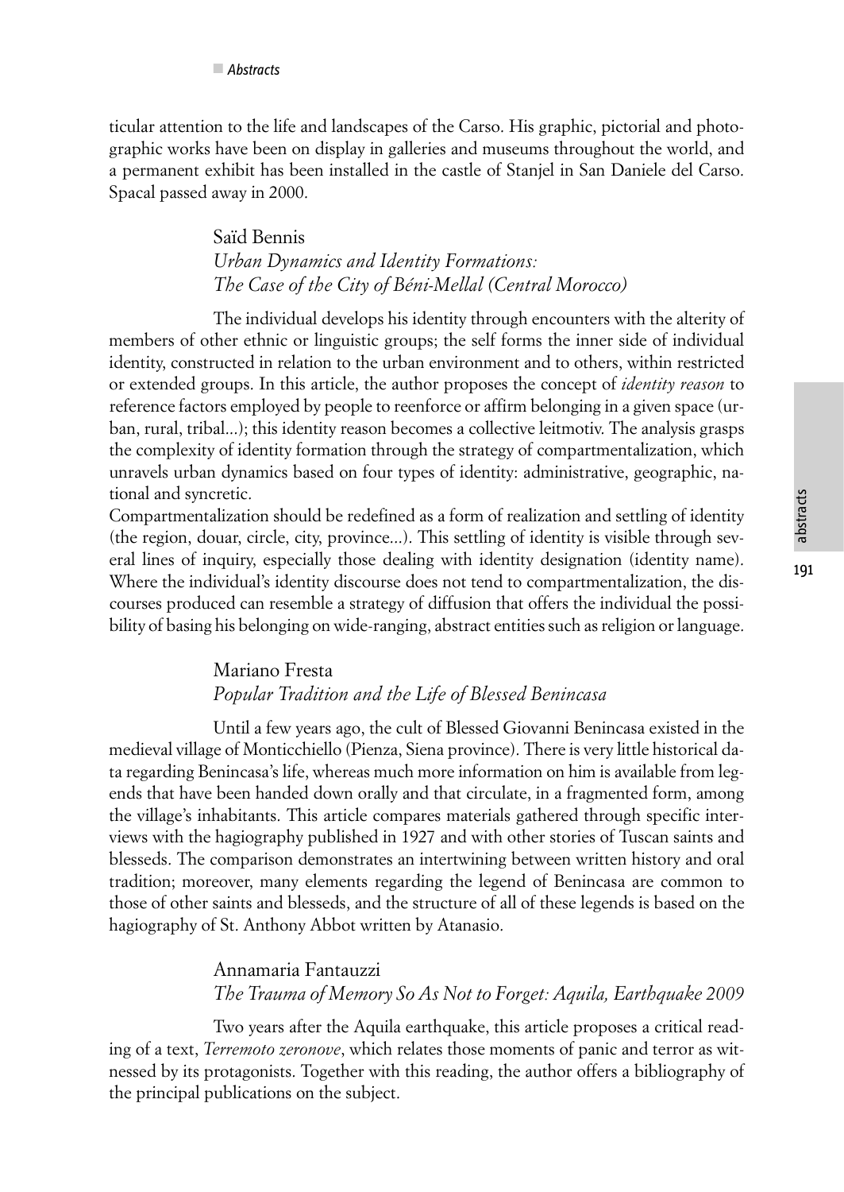ticular attention to the life and landscapes of the Carso. His graphic, pictorial and photographic works have been on display in galleries and museums throughout the world, and a permanent exhibit has been installed in the castle of Stanjel in San Daniele del Carso. Spacal passed away in 2000.

Saïd Bennis
*Urban Dynamics and Identity Formations: The Case of the City of Béni-Mellal (Central Morocco)*

The individual develops his identity through encounters with the alterity of members of other ethnic or linguistic groups; the self forms the inner side of individual identity, constructed in relation to the urban environment and to others, within restricted or extended groups. In this article, the author proposes the concept of *identity reason* to reference factors employed by people to reenforce or affirm belonging in a given space (urban, rural, tribal...); this identity reason becomes a collective leitmotiv. The analysis grasps the complexity of identity formation through the strategy of compartmentalization, which unravels urban dynamics based on four types of identity: administrative, geographic, national and syncretic.
Compartmentalization should be redefined as a form of realization and settling of identity (the region, douar, circle, city, province...). This settling of identity is visible through several lines of inquiry, especially those dealing with identity designation (identity name). Where the individual's identity discourse does not tend to compartmentalization, the discourses produced can resemble a strategy of diffusion that offers the individual the possibility of basing his belonging on wide-ranging, abstract entities such as religion or language.

Mariano Fresta
*Popular Tradition and the Life of Blessed Benincasa*

Until a few years ago, the cult of Blessed Giovanni Benincasa existed in the medieval village of Monticchiello (Pienza, Siena province). There is very little historical data regarding Benincasa's life, whereas much more information on him is available from legends that have been handed down orally and that circulate, in a fragmented form, among the village's inhabitants. This article compares materials gathered through specific interviews with the hagiography published in 1927 and with other stories of Tuscan saints and blesseds. The comparison demonstrates an intertwining between written history and oral tradition; moreover, many elements regarding the legend of Benincasa are common to those of other saints and blesseds, and the structure of all of these legends is based on the hagiography of St. Anthony Abbot written by Atanasio.

Annamaria Fantauzzi
*The Trauma of Memory So As Not to Forget: Aquila, Earthquake 2009*

Two years after the Aquila earthquake, this article proposes a critical reading of a text, *Terremoto zeronove*, which relates those moments of panic and terror as witnessed by its protagonists. Together with this reading, the author offers a bibliography of the principal publications on the subject.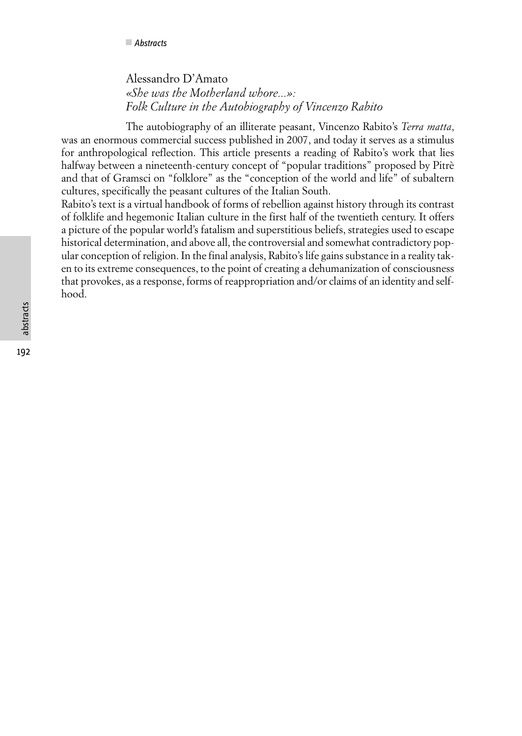Alessandro D'Amato
*«She was the Motherland whore...»:*
*Folk Culture in the Autobiography of Vincenzo Rabito*

The autobiography of an illiterate peasant, Vincenzo Rabito's *Terra matta*, was an enormous commercial success published in 2007, and today it serves as a stimulus for anthropological reflection. This article presents a reading of Rabito's work that lies halfway between a nineteenth-century concept of "popular traditions" proposed by Pitrè and that of Gramsci on "folklore" as the "conception of the world and life" of subaltern cultures, specifically the peasant cultures of the Italian South.

Rabito's text is a virtual handbook of forms of rebellion against history through its contrast of folklife and hegemonic Italian culture in the first half of the twentieth century. It offers a picture of the popular world's fatalism and superstitious beliefs, strategies used to escape historical determination, and above all, the controversial and somewhat contradictory popular conception of religion. In the final analysis, Rabito's life gains substance in a reality taken to its extreme consequences, to the point of creating a dehumanization of consciousness that provokes, as a response, forms of reappropriation and/or claims of an identity and selfhood.